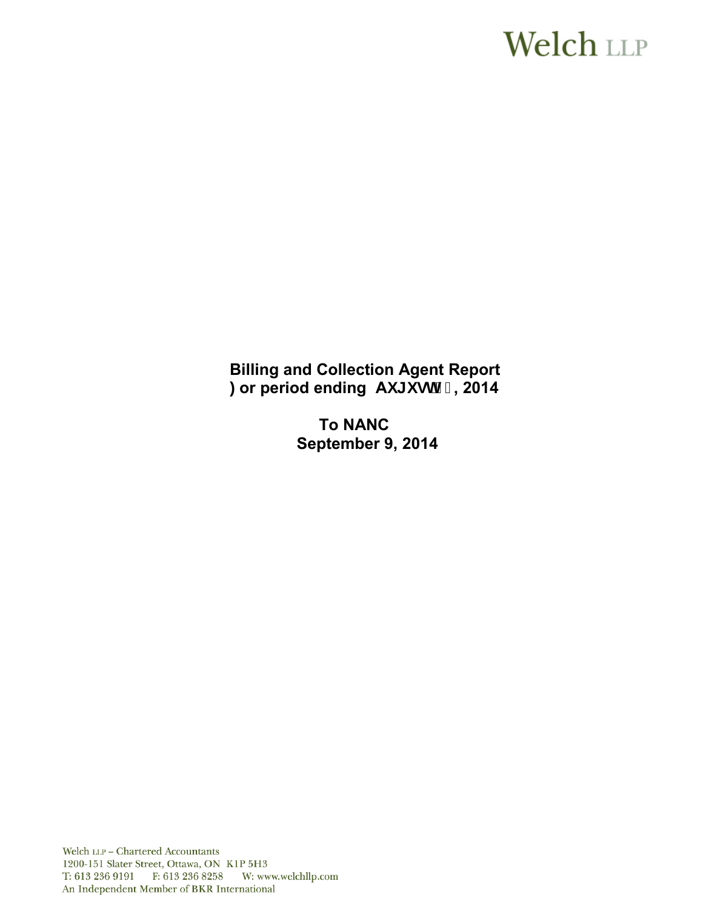Welch LLP

# Billing and Collection Agent Report
# For period ending August 31, 2014

## To NANC
## September 9, 2014

Welch LLP – Chartered Accountants
1200-151 Slater Street, Ottawa, ON K1P 5H3
T: 613 236 9191 F: 613 236 8258 W: www.welchllp.com
An Independent Member of BKR International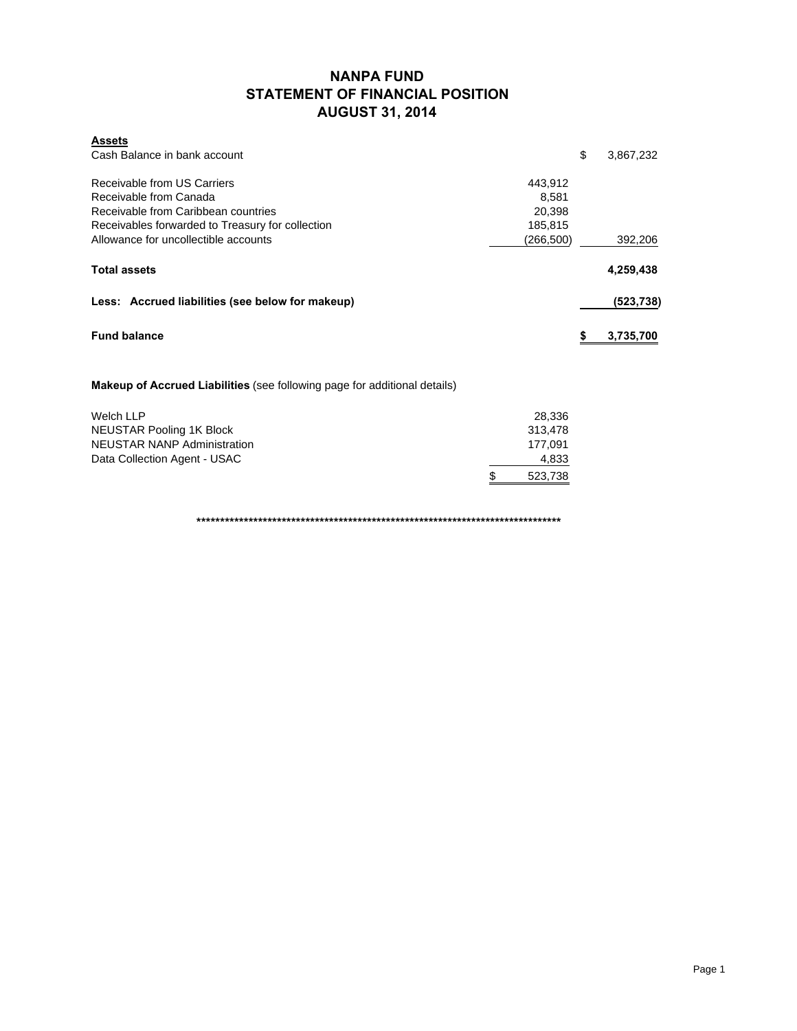# NANPA FUND
## STATEMENT OF FINANCIAL POSITION
## AUGUST 31, 2014

| | | | |
|---|---|---|---|
| **Assets** | | | |
| Cash Balance in bank account | | $ | 3,867,232 |
| | | | |
| Receivable from US Carriers | 443,912 | | |
| Receivable from Canada | 8,581 | | |
| Receivable from Caribbean countries | 20,398 | | |
| Receivables forwarded to Treasury for collection | 185,815 | | |
| Allowance for uncollectible accounts | (266,500) | | 392,206 |
| | | | |
| **Total assets** | | | **4,259,438** |
| | | | |
| **Less: Accrued liabilities (see below for makeup)** | | | **(523,738)** |
| | | | |
| **Fund balance** | | **$** | **3,735,700** |

**Makeup of Accrued Liabilities** (see following page for additional details)

| | |
|---|---|
| Welch LLP | 28,336 |
| NEUSTAR Pooling 1K Block | 313,478 |
| NEUSTAR NANP Administration | 177,091 |
| Data Collection Agent - USAC | 4,833 |
| | $ 523,738 |

********************************************************************************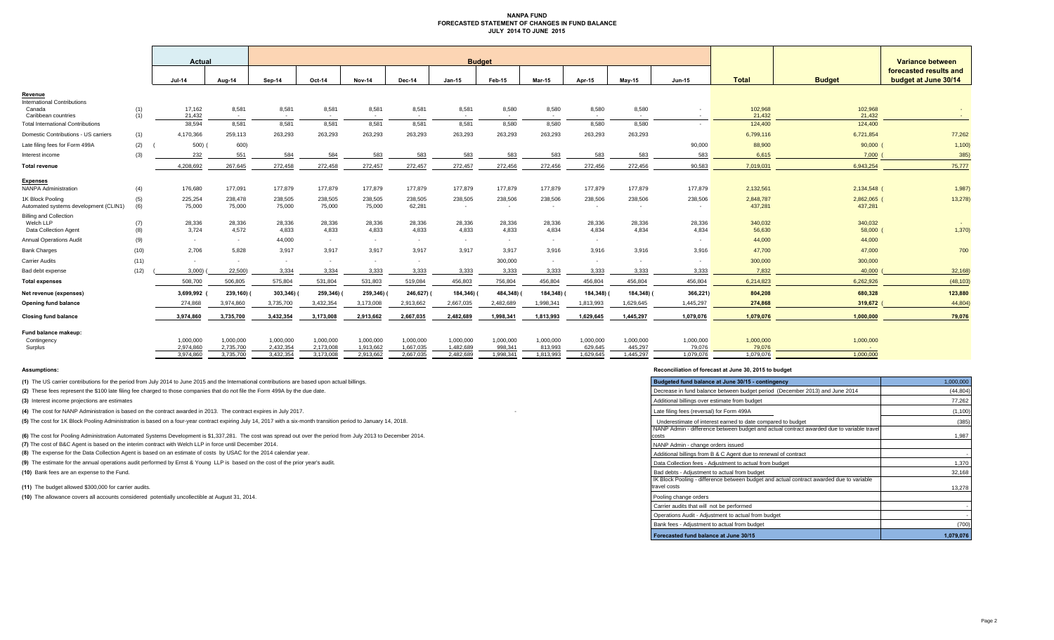# NANPA FUND
## FORECASTED STATEMENT OF CHANGES IN FUND BALANCE
## JULY 2014 TO JUNE 2015

| | | Actual | | Budget | | | | | | | | | | | | Variance between forecasted results and budget at June 30/14 |
|---|---|---|---|---|---|---|---|---|---|---|---|---|---|---|---|---|
| | | Jul-14 | Aug-14 | Sep-14 | Oct-14 | Nov-14 | Dec-14 | Jan-15 | Feb-15 | Mar-15 | Apr-15 | May-15 | Jun-15 | Total | Budget | |
| **Revenue** | | | | | | | | | | | | | | | | |
| International Contributions | | | | | | | | | | | | | | | | |
| Canada | (1) | 17,162 | 8,581 | 8,581 | 8,581 | 8,581 | 8,581 | 8,581 | 8,580 | 8,580 | 8,580 | 8,580 | - | 102,968 | 102,968 | - |
| Caribbean countries | (1) | 21,432 | - | - | - | - | - | - | - | - | - | - | - | 21,432 | 21,432 | - |
| Total International Contributions | | 38,594 | 8,581 | 8,581 | 8,581 | 8,581 | 8,581 | 8,581 | 8,580 | 8,580 | 8,580 | 8,580 | - | 124,400 | 124,400 | |
| Domestic Contributions - US carriers | (1) | 4,170,366 | 259,113 | 263,293 | 263,293 | 263,293 | 263,293 | 263,293 | 263,293 | 263,293 | 263,293 | 263,293 | | 6,799,116 | 6,721,854 | 77,262 |
| Late filing fees for Form 499A | (2) | (500) | (600) | | | | | | | | | | 90,000 | 88,900 | 90,000 | (1,100) |
| Interest income | (3) | 232 | 551 | 584 | 584 | 583 | 583 | 583 | 583 | 583 | 583 | 583 | 583 | 6,615 | 7,000 | (385) |
| **Total revenue** | | 4,208,692 | 267,645 | 272,458 | 272,458 | 272,457 | 272,457 | 272,457 | 272,456 | 272,456 | 272,456 | 272,456 | 90,583 | 7,019,031 | 6,943,254 | 75,777 |
| **Expenses** | | | | | | | | | | | | | | | | |
| NANPA Administration | (4) | 176,680 | 177,091 | 177,879 | 177,879 | 177,879 | 177,879 | 177,879 | 177,879 | 177,879 | 177,879 | 177,879 | 177,879 | 2,132,561 | 2,134,548 | (1,987) |
| 1K Block Pooling | (5) | 225,254 | 238,478 | 238,505 | 238,505 | 238,505 | 238,505 | 238,505 | 238,506 | 238,506 | 238,506 | 238,506 | 238,506 | 2,848,787 | 2,862,065 | (13,278) |
| Automated systems development (CLIN1) | (6) | 75,000 | 75,000 | 75,000 | 75,000 | 75,000 | 62,281 | - | - | - | - | - | - | 437,281 | 437,281 | |
| Billing and Collection | | | | | | | | | | | | | | | | |
| Welch LLP | (7) | 28,336 | 28,336 | 28,336 | 28,336 | 28,336 | 28,336 | 28,336 | 28,336 | 28,336 | 28,336 | 28,336 | 28,336 | 340,032 | 340,032 | - |
| Data Collection Agent | (8) | 3,724 | 4,572 | 4,833 | 4,833 | 4,833 | 4,833 | 4,833 | 4,833 | 4,834 | 4,834 | 4,834 | 4,834 | 56,630 | 58,000 | (1,370) |
| Annual Operations Audit | (9) | - | - | 44,000 | - | - | - | - | - | - | - | | - | 44,000 | 44,000 | |
| Bank Charges | (10) | 2,706 | 5,828 | 3,917 | 3,917 | 3,917 | 3,917 | 3,917 | 3,917 | 3,916 | 3,916 | 3,916 | 3,916 | 47,700 | 47,000 | 700 |
| Carrier Audits | (11) | - | - | - | - | - | - | | 300,000 | - | - | - | - | 300,000 | 300,000 | |
| Bad debt expense | (12) | (3,000) | (22,500) | 3,334 | 3,334 | 3,333 | 3,333 | 3,333 | 3,333 | 3,333 | 3,333 | 3,333 | 3,333 | 7,832 | 40,000 | (32,168) |
| **Total expenses** | | 508,700 | 506,805 | 575,804 | 531,804 | 531,803 | 519,084 | 456,803 | 756,804 | 456,804 | 456,804 | 456,804 | 456,804 | 6,214,823 | 6,262,926 | (48,103) |
| **Net revenue (expenses)** | | 3,699,992 | (239,160) | (303,346) | (259,346) | (259,346) | (246,627) | (184,346) | (484,348) | (184,348) | (184,348) | (184,348) | (366,221) | 804,208 | 680,328 | 123,880 |
| **Opening fund balance** | | 274,868 | 3,974,860 | 3,735,700 | 3,432,354 | 3,173,008 | 2,913,662 | 2,667,035 | 2,482,689 | 1,998,341 | 1,813,993 | 1,629,645 | 1,445,297 | 274,868 | 319,672 | (44,804) |
| **Closing fund balance** | | 3,974,860 | 3,735,700 | 3,432,354 | 3,173,008 | 2,913,662 | 2,667,035 | 2,482,689 | 1,998,341 | 1,813,993 | 1,629,645 | 1,445,297 | 1,079,076 | 1,079,076 | 1,000,000 | 79,076 |
| **Fund balance makeup:** | | | | | | | | | | | | | | | | |
| Contingency | | 1,000,000 | 1,000,000 | 1,000,000 | 1,000,000 | 1,000,000 | 1,000,000 | 1,000,000 | 1,000,000 | 1,000,000 | 1,000,000 | 1,000,000 | 1,000,000 | 1,000,000 | 1,000,000 | |
| Surplus | | 2,974,860 | 2,735,700 | 2,432,354 | 2,173,008 | 1,913,662 | 1,667,035 | 1,482,689 | 998,341 | 813,993 | 629,645 | 445,297 | 79,076 | 79,076 | - | |
| | | 3,974,860 | 3,735,700 | 3,432,354 | 3,173,008 | 2,913,662 | 2,667,035 | 2,482,689 | 1,998,341 | 1,813,993 | 1,629,645 | 1,445,297 | 1,079,076 | 1,079,076 | 1,000,000 | |

**Assumptions:**

**(1)** The US carrier contributions for the period from July 2014 to June 2015 and the International contributions are based upon actual billings.

**(2)** These fees represent the $100 late filing fee charged to those companies that do not file the Form 499A by the due date.

**(3)** Interest income projections are estimates

**(4)** The cost for NANP Administration is based on the contract awarded in 2013. The contract expires in July 2017.

**(5)** The cost for 1K Block Pooling Administration is based on a four-year contract expiring July 14, 2017 with a six-month transition period to January 14, 2018.

**(6)** The cost for Pooling Administration Automated Systems Development is $1,337,281. The cost was spread out over the period from July 2013 to December 2014.

**(7)** The cost of B&C Agent is based on the interim contract with Welch LLP in force until December 2014.

**(8)** The expense for the Data Collection Agent is based on an estimate of costs by USAC for the 2014 calendar year.

**(9)** The estimate for the annual operations audit performed by Ernst & Young LLP is based on the cost of the prior year's audit.

**(10)** Bank fees are an expense to the Fund.

**(11)** The budget allowed $300,000 for carrier audits.

**(10)** The allowance covers all accounts considered potentially uncollectible at August 31, 2014.

**Reconciliation of forecast at June 30, 2015 to budget**

| | |
|---|---|
| **Budgeted fund balance at June 30/15 - contingency** | 1,000,000 |
| Decrease in fund balance between budget period (December 2013) and June 2014 | (44,804) |
| Additional billings over estimate from budget | 77,262 |
| Late filing fees (reversal) for Form 499A | (1,100) |
| Underestimate of interest earned to date compared to budget | (385) |
| NANP Admin - difference between budget and actual contract awarded due to variable travel costs | 1,987 |
| NANP Admin - change orders issued | |
| Additional billings from B & C Agent due to renewal of contract | - |
| Data Collection fees - Adjustment to actual from budget | 1,370 |
| Bad debts - Adjustment to actual from budget | 32,168 |
| IK Block Pooling - difference between budget and actual contract awarded due to variable travel costs | 13,278 |
| Pooling change orders | |
| Carrier audits that will not be performed | - |
| Operations Audit - Adjustment to actual from budget | - |
| Bank fees - Adjustment to actual from budget | (700) |
| **Forecasted fund balance at June 30/15** | **1,079,076** |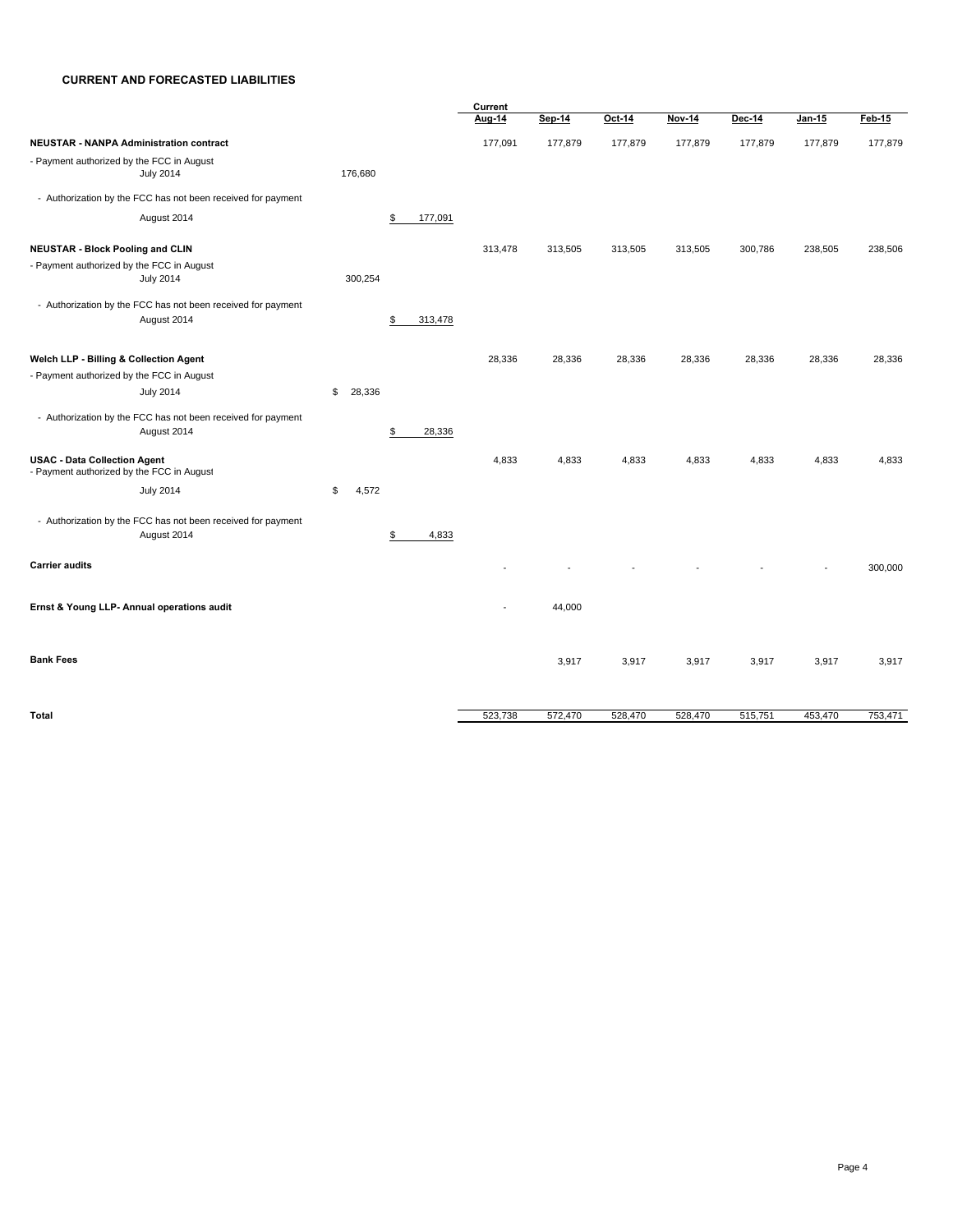### CURRENT AND FORECASTED LIABILITIES

| | | | Current Aug-14 | Sep-14 | Oct-14 | Nov-14 | Dec-14 | Jan-15 | Feb-15 |
|---|---|---|---|---|---|---|---|---|---|
| **NEUSTAR - NANPA Administration contract** | | | 177,091 | 177,879 | 177,879 | 177,879 | 177,879 | 177,879 | 177,879 |
| - Payment authorized by the FCC in August July 2014 | 176,680 | | | | | | | | |
| - Authorization by the FCC has not been received for payment August 2014 | | $ 177,091 | | | | | | | |
| **NEUSTAR - Block Pooling and CLIN** | | | 313,478 | 313,505 | 313,505 | 313,505 | 300,786 | 238,505 | 238,506 |
| - Payment authorized by the FCC in August July 2014 | 300,254 | | | | | | | | |
| - Authorization by the FCC has not been received for payment August 2014 | | $ 313,478 | | | | | | | |
| **Welch LLP - Billing & Collection Agent** | | | 28,336 | 28,336 | 28,336 | 28,336 | 28,336 | 28,336 | 28,336 |
| - Payment authorized by the FCC in August July 2014 | $ 28,336 | | | | | | | | |
| - Authorization by the FCC has not been received for payment August 2014 | | $ 28,336 | | | | | | | |
| **USAC - Data Collection Agent** | | | 4,833 | 4,833 | 4,833 | 4,833 | 4,833 | 4,833 | 4,833 |
| - Payment authorized by the FCC in August July 2014 | $ 4,572 | | | | | | | | |
| - Authorization by the FCC has not been received for payment August 2014 | | $ 4,833 | | | | | | | |
| **Carrier audits** | | | - | - | - | - | - | - | 300,000 |
| **Ernst & Young LLP- Annual operations audit** | | | - | 44,000 | | | | | |
| **Bank Fees** | | | | 3,917 | 3,917 | 3,917 | 3,917 | 3,917 | 3,917 |
| **Total** | | | 523,738 | 572,470 | 528,470 | 528,470 | 515,751 | 453,470 | 753,471 |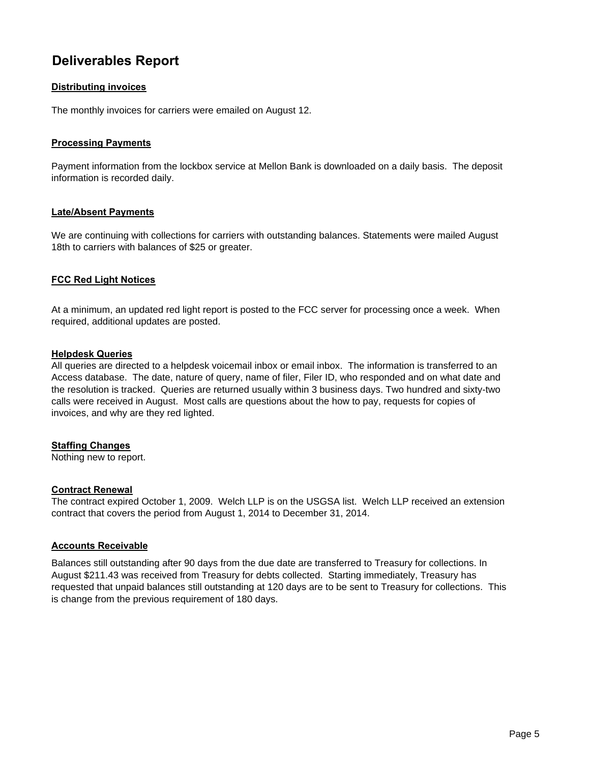# Deliverables Report

**Distributing invoices**

The monthly invoices for carriers were emailed on August 12.

**Processing Payments**

Payment information from the lockbox service at Mellon Bank is downloaded on a daily basis. The deposit information is recorded daily.

**Late/Absent Payments**

We are continuing with collections for carriers with outstanding balances. Statements were mailed August 18th to carriers with balances of $25 or greater.

**FCC Red Light Notices**

At a minimum, an updated red light report is posted to the FCC server for processing once a week. When required, additional updates are posted.

**Helpdesk Queries**

All queries are directed to a helpdesk voicemail inbox or email inbox. The information is transferred to an Access database. The date, nature of query, name of filer, Filer ID, who responded and on what date and the resolution is tracked. Queries are returned usually within 3 business days. Two hundred and sixty-two calls were received in August. Most calls are questions about the how to pay, requests for copies of invoices, and why are they red lighted.

**Staffing Changes**

Nothing new to report.

**Contract Renewal**

The contract expired October 1, 2009. Welch LLP is on the USGSA list. Welch LLP received an extension contract that covers the period from August 1, 2014 to December 31, 2014.

**Accounts Receivable**

Balances still outstanding after 90 days from the due date are transferred to Treasury for collections. In August $211.43 was received from Treasury for debts collected. Starting immediately, Treasury has requested that unpaid balances still outstanding at 120 days are to be sent to Treasury for collections. This is change from the previous requirement of 180 days.